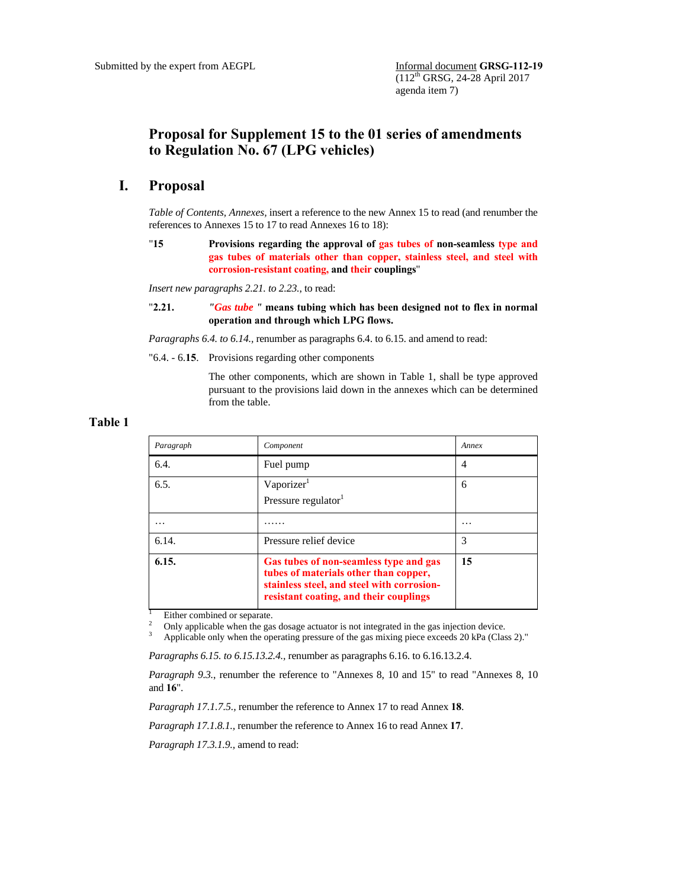Submitted by the expert from AEGPL

Informal document **GRSG-112-19**
(112th GRSG, 24-28 April 2017
agenda item 7)

# Proposal for Supplement 15 to the 01 series of amendments to Regulation No. 67 (LPG vehicles)

## I. Proposal

*Table of Contents, Annexes,* insert a reference to the new Annex 15 to read (and renumber the references to Annexes 15 to 17 to read Annexes 16 to 18):

"**15** **Provisions regarding the approval of gas tubes of non-seamless type and gas tubes of materials other than copper, stainless steel, and steel with corrosion-resistant coating, and their couplings**"

*Insert new paragraphs 2.21. to 2.23.,* to read:

"**2.21.** ***"Gas tube "*** **means tubing which has been designed not to flex in normal operation and through which LPG flows.**

*Paragraphs 6.4. to 6.14.*, renumber as paragraphs 6.4. to 6.15. and amend to read:

"6.4. - 6.**15**. Provisions regarding other components

The other components, which are shown in Table 1, shall be type approved pursuant to the provisions laid down in the annexes which can be determined from the table.

**Table 1**

| *Paragraph* | *Component* | *Annex* |
|---|---|---|
| 6.4. | Fuel pump | 4 |
| 6.5. | Vaporizer[1] <br> Pressure regulator[1] | 6 |
| … | …… | … |
| 6.14. | Pressure relief device | 3 |
| **6.15.** | **Gas tubes of non-seamless type and gas tubes of materials other than copper, stainless steel, and steel with corrosion-resistant coating, and their couplings** | **15** |

[1] Either combined or separate.
[2] Only applicable when the gas dosage actuator is not integrated in the gas injection device.
[3] Applicable only when the operating pressure of the gas mixing piece exceeds 20 kPa (Class 2)."

*Paragraphs 6.15. to 6.15.13.2.4.*, renumber as paragraphs 6.16. to 6.16.13.2.4.

*Paragraph 9.3.*, renumber the reference to "Annexes 8, 10 and 15" to read "Annexes 8, 10 and **16**".

*Paragraph 17.1.7.5.,* renumber the reference to Annex 17 to read Annex **18**.

*Paragraph 17.1.8.1.,* renumber the reference to Annex 16 to read Annex **17**.

*Paragraph 17.3.1.9.,* amend to read: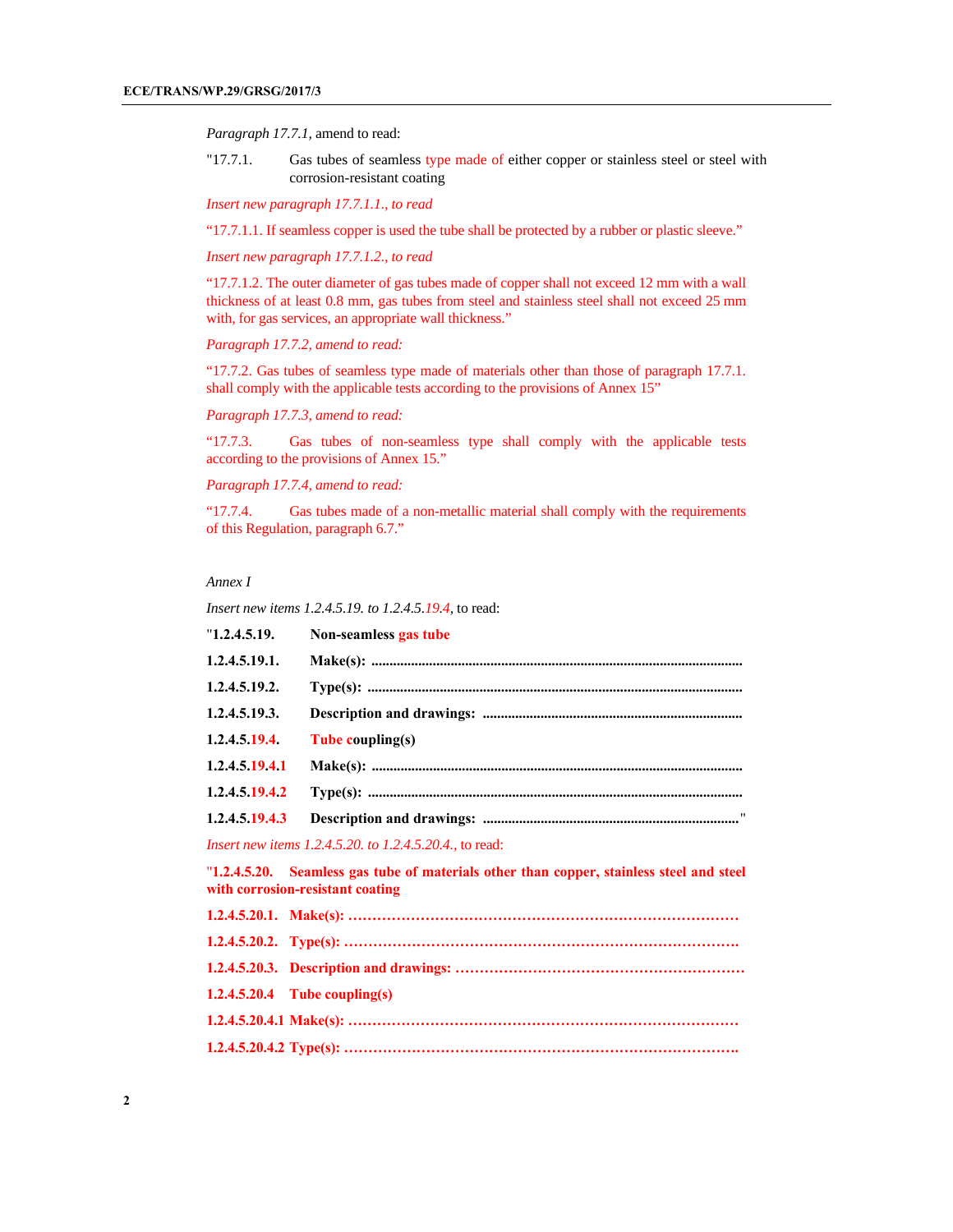*Paragraph 17.7.1,* amend to read:

"17.7.1. Gas tubes of seamless type made of either copper or stainless steel or steel with corrosion-resistant coating

*Insert new paragraph 17.7.1.1., to read*

"17.7.1.1. If seamless copper is used the tube shall be protected by a rubber or plastic sleeve."

*Insert new paragraph 17.7.1.2., to read*

"17.7.1.2. The outer diameter of gas tubes made of copper shall not exceed 12 mm with a wall thickness of at least 0.8 mm, gas tubes from steel and stainless steel shall not exceed 25 mm with, for gas services, an appropriate wall thickness."

*Paragraph 17.7.2, amend to read:*

"17.7.2. Gas tubes of seamless type made of materials other than those of paragraph 17.7.1. shall comply with the applicable tests according to the provisions of Annex 15"

*Paragraph 17.7.3, amend to read:*

"17.7.3. Gas tubes of non-seamless type shall comply with the applicable tests according to the provisions of Annex 15."

*Paragraph 17.7.4, amend to read:*

"17.7.4. Gas tubes made of a non-metallic material shall comply with the requirements of this Regulation, paragraph 6.7."

*Annex I*

*Insert new items 1.2.4.5.19. to 1.2.4.5.19.4,* to read:

"**1.2.4.5.19. Non-seamless gas tube**

**1.2.4.5.19.1. Make(s): ........................................................................................................**

**1.2.4.5.19.2. Type(s): ........................................................................................................**

**1.2.4.5.19.3. Description and drawings: ........................................................................**

**1.2.4.5.19.4. Tube coupling(s)**

**1.2.4.5.19.4.1 Make(s): ........................................................................................................**

**1.2.4.5.19.4.2 Type(s): ........................................................................................................**

**1.2.4.5.19.4.3 Description and drawings: ........................................................................**"

*Insert new items 1.2.4.5.20. to 1.2.4.5.20.4., to read:*

"**1.2.4.5.20. Seamless gas tube of materials other than copper, stainless steel and steel with corrosion-resistant coating**

**1.2.4.5.20.1. Make(s): …………………………………………………………………………**

**1.2.4.5.20.2. Type(s): ………………………………………………………………………….**

**1.2.4.5.20.3. Description and drawings: ……………………………………………………**

**1.2.4.5.20.4 Tube coupling(s)**

**1.2.4.5.20.4.1 Make(s): …………………………………………………………………………**

**1.2.4.5.20.4.2 Type(s): ………………………………………………………………………….**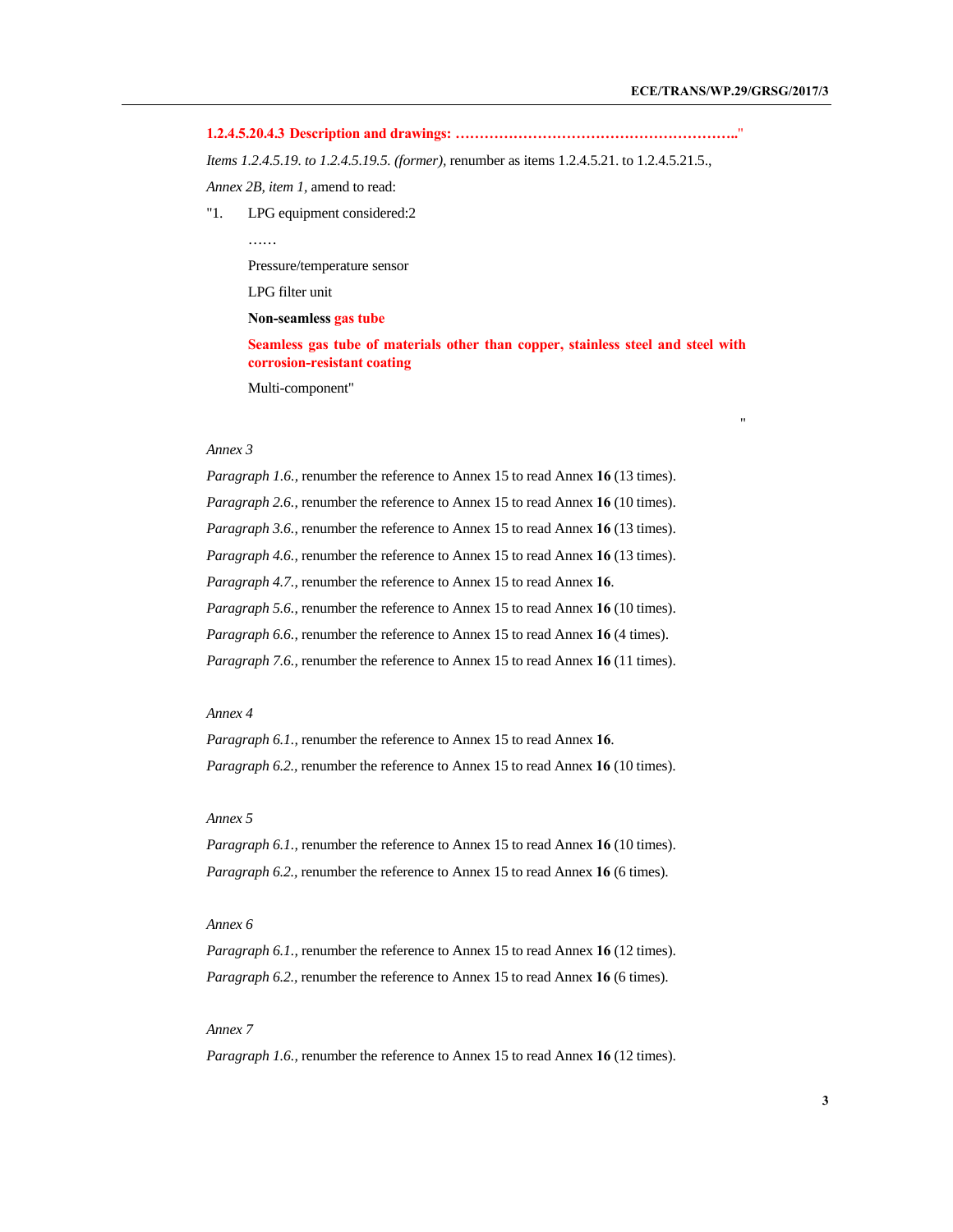**1.2.4.5.20.4.3 Description and drawings: ………………………………………………….."**

*Items 1.2.4.5.19. to 1.2.4.5.19.5. (former),* renumber as items 1.2.4.5.21. to 1.2.4.5.21.5.,

*Annex 2B, item 1,* amend to read:

"1. LPG equipment considered:2

……

Pressure/temperature sensor

LPG filter unit

**Non-seamless gas tube**

**Seamless gas tube of materials other than copper, stainless steel and steel with corrosion-resistant coating**

Multi-component"

"

*Annex 3*

*Paragraph 1.6.,* renumber the reference to Annex 15 to read Annex **16** (13 times).

*Paragraph 2.6.,* renumber the reference to Annex 15 to read Annex **16** (10 times).

*Paragraph 3.6.,* renumber the reference to Annex 15 to read Annex **16** (13 times).

*Paragraph 4.6.,* renumber the reference to Annex 15 to read Annex **16** (13 times).

*Paragraph 4.7.,* renumber the reference to Annex 15 to read Annex **16**.

*Paragraph 5.6.,* renumber the reference to Annex 15 to read Annex **16** (10 times).

*Paragraph 6.6.,* renumber the reference to Annex 15 to read Annex **16** (4 times).

*Paragraph 7.6.,* renumber the reference to Annex 15 to read Annex **16** (11 times).

*Annex 4*

*Paragraph 6.1.,* renumber the reference to Annex 15 to read Annex **16**.

*Paragraph 6.2.,* renumber the reference to Annex 15 to read Annex **16** (10 times).

*Annex 5*

*Paragraph 6.1.,* renumber the reference to Annex 15 to read Annex **16** (10 times).

*Paragraph 6.2.,* renumber the reference to Annex 15 to read Annex **16** (6 times).

*Annex 6*

*Paragraph 6.1.,* renumber the reference to Annex 15 to read Annex **16** (12 times).

*Paragraph 6.2.,* renumber the reference to Annex 15 to read Annex **16** (6 times).

*Annex 7*

*Paragraph 1.6.,* renumber the reference to Annex 15 to read Annex **16** (12 times).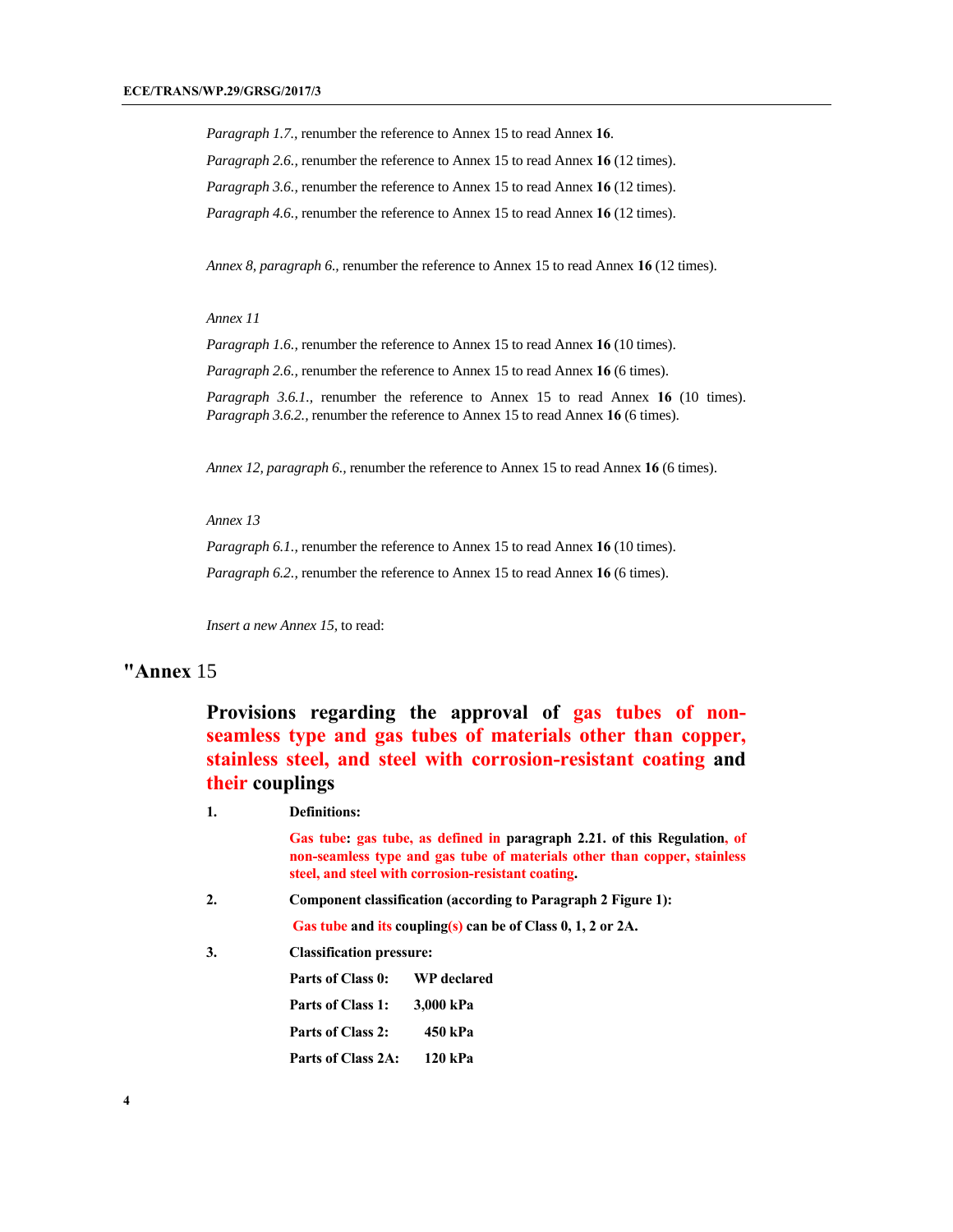*Paragraph 1.7.,* renumber the reference to Annex 15 to read Annex **16**.

*Paragraph 2.6.,* renumber the reference to Annex 15 to read Annex **16** (12 times).

*Paragraph 3.6.,* renumber the reference to Annex 15 to read Annex **16** (12 times).

*Paragraph 4.6.,* renumber the reference to Annex 15 to read Annex **16** (12 times).

*Annex 8, paragraph 6.,* renumber the reference to Annex 15 to read Annex **16** (12 times).

*Annex 11*

*Paragraph 1.6.,* renumber the reference to Annex 15 to read Annex **16** (10 times).

*Paragraph 2.6.,* renumber the reference to Annex 15 to read Annex **16** (6 times).

*Paragraph 3.6.1.,* renumber the reference to Annex 15 to read Annex **16** (10 times).
*Paragraph 3.6.2.,* renumber the reference to Annex 15 to read Annex **16** (6 times).

*Annex 12, paragraph 6.,* renumber the reference to Annex 15 to read Annex **16** (6 times).

*Annex 13*

*Paragraph 6.1.,* renumber the reference to Annex 15 to read Annex **16** (10 times).

*Paragraph 6.2.,* renumber the reference to Annex 15 to read Annex **16** (6 times).

*Insert a new Annex 15,* to read:

# "Annex 15

## Provisions regarding the approval of gas tubes of non-seamless type and gas tubes of materials other than copper, stainless steel, and steel with corrosion-resistant coating and their couplings

1. **Definitions:**

   **Gas tube: gas tube, as defined in paragraph 2.21. of this Regulation, of non-seamless type and gas tube of materials other than copper, stainless steel, and steel with corrosion-resistant coating.**

2. **Component classification (according to Paragraph 2 Figure 1):**

   **Gas tube and its coupling(s) can be of Class 0, 1, 2 or 2A.**

3. **Classification pressure:**

   **Parts of Class 0: WP declared**

   **Parts of Class 1: 3,000 kPa**

   **Parts of Class 2: 450 kPa**

   **Parts of Class 2A: 120 kPa**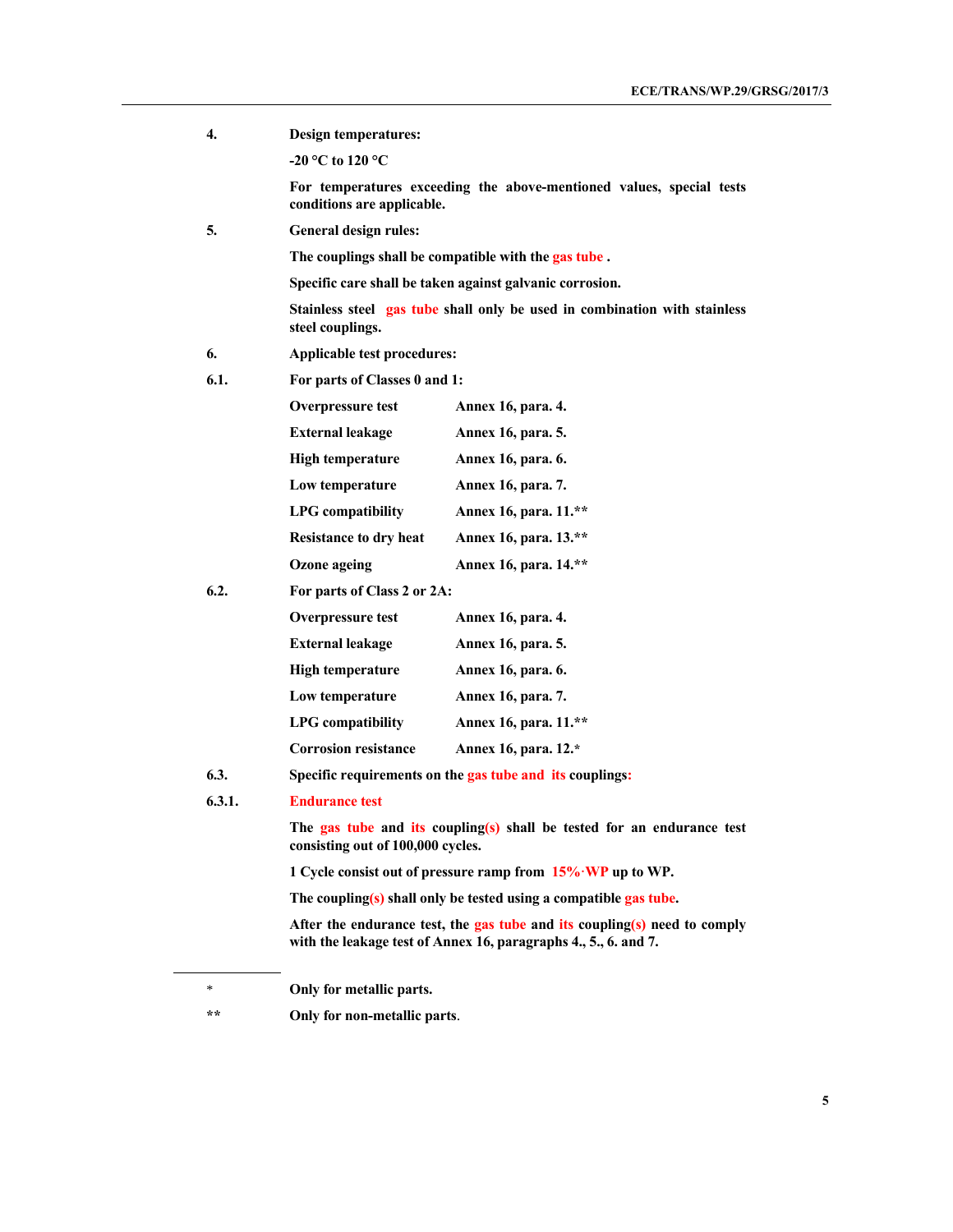**4.** **Design temperatures:**

**-20 °C to 120 °C**

**For temperatures exceeding the above-mentioned values, special tests conditions are applicable.**

**5.** **General design rules:**

**The couplings shall be compatible with the gas tube .**

**Specific care shall be taken against galvanic corrosion.**

**Stainless steel gas tube shall only be used in combination with stainless steel couplings.**

**6.** **Applicable test procedures:**

**6.1.** **For parts of Classes 0 and 1:**

| | |
|---|---|
| **Overpressure test** | **Annex 16, para. 4.** |
| **External leakage** | **Annex 16, para. 5.** |
| **High temperature** | **Annex 16, para. 6.** |
| **Low temperature** | **Annex 16, para. 7.** |
| **LPG compatibility** | **Annex 16, para. 11.\*\*** |
| **Resistance to dry heat** | **Annex 16, para. 13.\*\*** |
| **Ozone ageing** | **Annex 16, para. 14.\*\*** |

**6.2.** **For parts of Class 2 or 2A:**

| | |
|---|---|
| **Overpressure test** | **Annex 16, para. 4.** |
| **External leakage** | **Annex 16, para. 5.** |
| **High temperature** | **Annex 16, para. 6.** |
| **Low temperature** | **Annex 16, para. 7.** |
| **LPG compatibility** | **Annex 16, para. 11.\*\*** |
| **Corrosion resistance** | **Annex 16, para. 12.\*** |

**6.3.** **Specific requirements on the gas tube and its couplings:**

**6.3.1.** **Endurance test**

**The gas tube and its coupling(s) shall be tested for an endurance test consisting out of 100,000 cycles.**

**1 Cycle consist out of pressure ramp from 15%·WP up to WP.**

**The coupling(s) shall only be tested using a compatible gas tube.**

**After the endurance test, the gas tube and its coupling(s) need to comply with the leakage test of Annex 16, paragraphs 4., 5., 6. and 7.**

---

\* **Only for metallic parts.**

\*\* **Only for non-metallic parts.**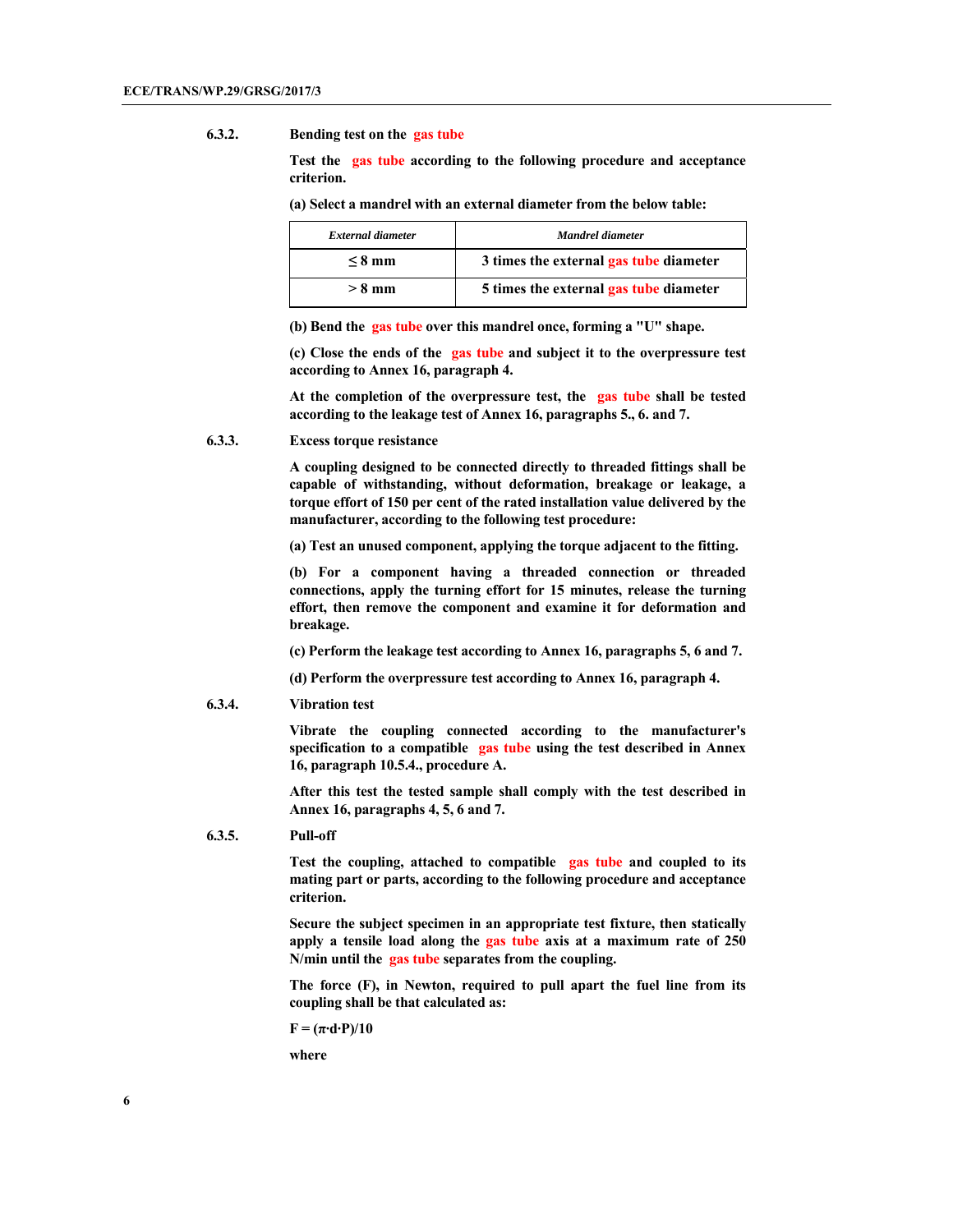**6.3.2. Bending test on the gas tube**

**Test the gas tube according to the following procedure and acceptance criterion.**

**(a) Select a mandrel with an external diameter from the below table:**

| *External diameter* | *Mandrel diameter* |
|---|---|
| **≤ 8 mm** | **3 times the external gas tube diameter** |
| **> 8 mm** | **5 times the external gas tube diameter** |

**(b) Bend the gas tube over this mandrel once, forming a "U" shape.**

**(c) Close the ends of the gas tube and subject it to the overpressure test according to Annex 16, paragraph 4.**

**At the completion of the overpressure test, the gas tube shall be tested according to the leakage test of Annex 16, paragraphs 5., 6. and 7.**

**6.3.3. Excess torque resistance**

**A coupling designed to be connected directly to threaded fittings shall be capable of withstanding, without deformation, breakage or leakage, a torque effort of 150 per cent of the rated installation value delivered by the manufacturer, according to the following test procedure:**

**(a) Test an unused component, applying the torque adjacent to the fitting.**

**(b) For a component having a threaded connection or threaded connections, apply the turning effort for 15 minutes, release the turning effort, then remove the component and examine it for deformation and breakage.**

**(c) Perform the leakage test according to Annex 16, paragraphs 5, 6 and 7.**

**(d) Perform the overpressure test according to Annex 16, paragraph 4.**

**6.3.4. Vibration test**

**Vibrate the coupling connected according to the manufacturer's specification to a compatible gas tube using the test described in Annex 16, paragraph 10.5.4., procedure A.**

**After this test the tested sample shall comply with the test described in Annex 16, paragraphs 4, 5, 6 and 7.**

**6.3.5. Pull-off**

**Test the coupling, attached to compatible gas tube and coupled to its mating part or parts, according to the following procedure and acceptance criterion.**

**Secure the subject specimen in an appropriate test fixture, then statically apply a tensile load along the gas tube axis at a maximum rate of 250 N/min until the gas tube separates from the coupling.**

**The force (F), in Newton, required to pull apart the fuel line from its coupling shall be that calculated as:**

$$F = (\pi \cdot d \cdot P)/10$$

**where**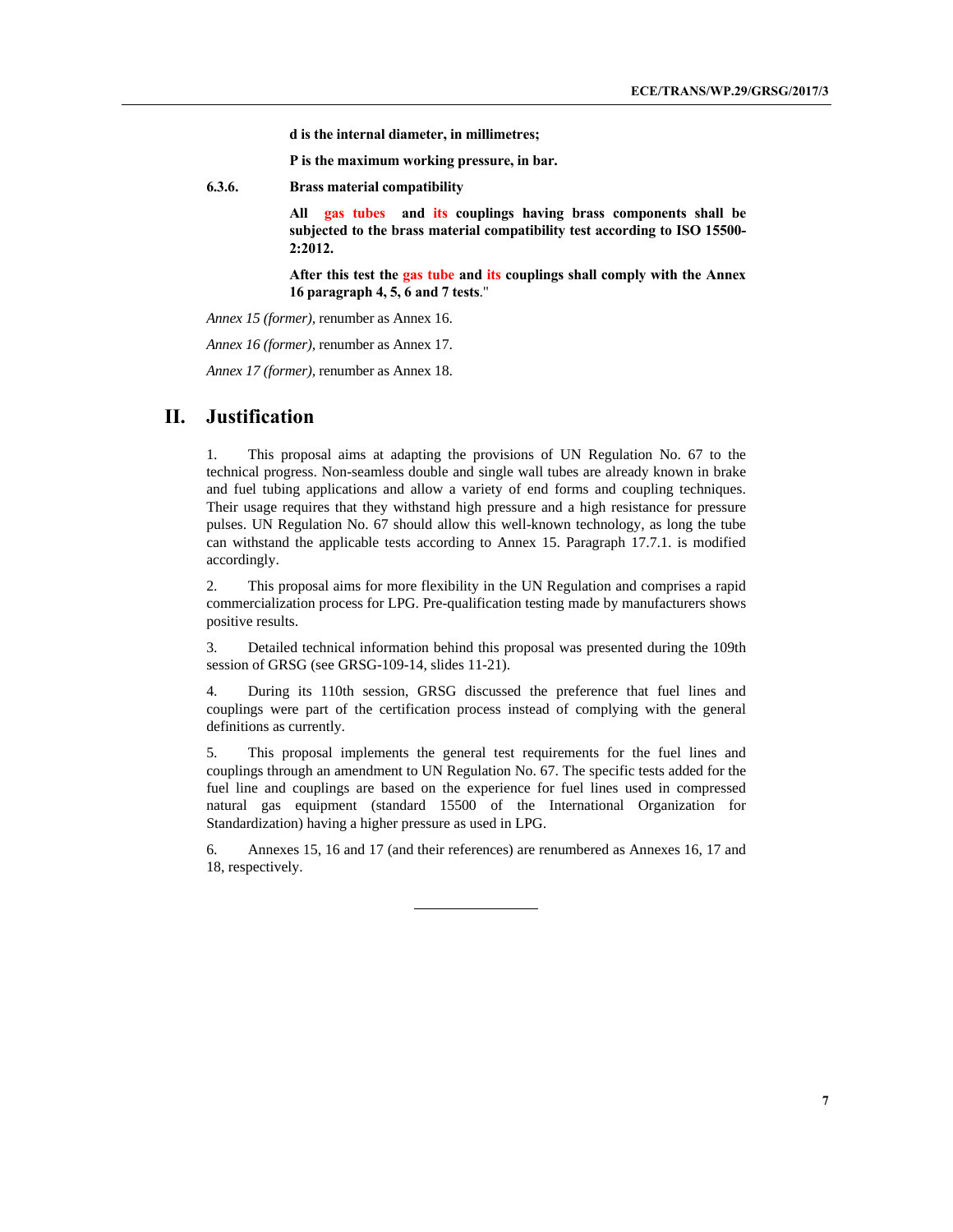**d is the internal diameter, in millimetres;**

**P is the maximum working pressure, in bar.**

**6.3.6. Brass material compatibility**

**All gas tubes and its couplings having brass components shall be subjected to the brass material compatibility test according to ISO 15500-2:2012.**

**After this test the gas tube and its couplings shall comply with the Annex 16 paragraph 4, 5, 6 and 7 tests**."

*Annex 15 (former)*, renumber as Annex 16.

*Annex 16 (former)*, renumber as Annex 17.

*Annex 17 (former)*, renumber as Annex 18.

## II. Justification

1. This proposal aims at adapting the provisions of UN Regulation No. 67 to the technical progress. Non-seamless double and single wall tubes are already known in brake and fuel tubing applications and allow a variety of end forms and coupling techniques. Their usage requires that they withstand high pressure and a high resistance for pressure pulses. UN Regulation No. 67 should allow this well-known technology, as long the tube can withstand the applicable tests according to Annex 15. Paragraph 17.7.1. is modified accordingly.

2. This proposal aims for more flexibility in the UN Regulation and comprises a rapid commercialization process for LPG. Pre-qualification testing made by manufacturers shows positive results.

3. Detailed technical information behind this proposal was presented during the 109th session of GRSG (see GRSG-109-14, slides 11-21).

4. During its 110th session, GRSG discussed the preference that fuel lines and couplings were part of the certification process instead of complying with the general definitions as currently.

5. This proposal implements the general test requirements for the fuel lines and couplings through an amendment to UN Regulation No. 67. The specific tests added for the fuel line and couplings are based on the experience for fuel lines used in compressed natural gas equipment (standard 15500 of the International Organization for Standardization) having a higher pressure as used in LPG.

6. Annexes 15, 16 and 17 (and their references) are renumbered as Annexes 16, 17 and 18, respectively.